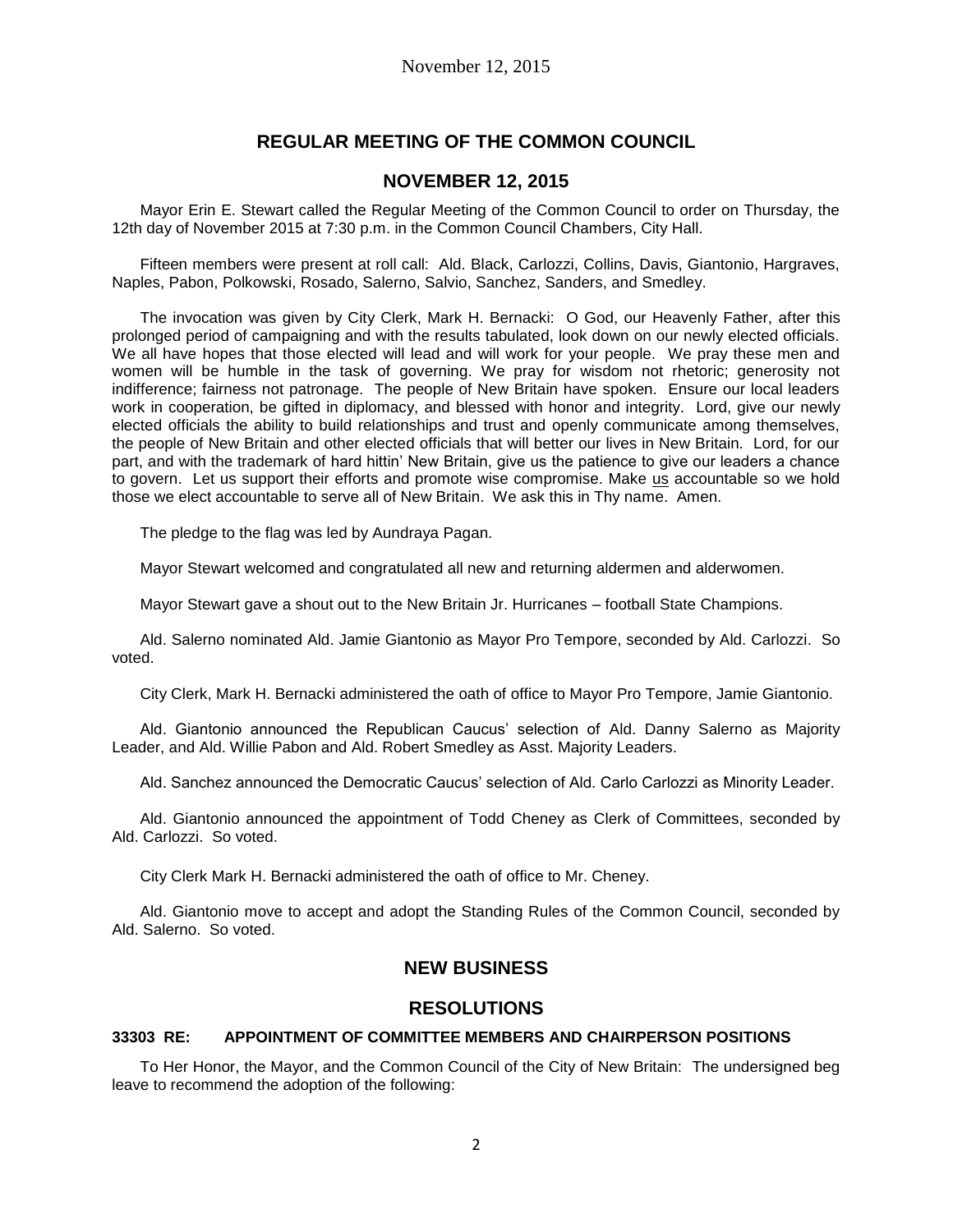# REGULAR MEETING OF THE COMMON COUNCIL

## NOVEMBER 12, 2015

Mayor Erin E. Stewart called the Regular Meeting of the Common Council to order on Thursday, the 12th day of November 2015 at 7:30 p.m. in the Common Council Chambers, City Hall.

Fifteen members were present at roll call: Ald. Black, Carlozzi, Collins, Davis, Giantonio, Hargraves, Naples, Pabon, Polkowski, Rosado, Salerno, Salvio, Sanchez, Sanders, and Smedley.

The invocation was given by City Clerk, Mark H. Bernacki: O God, our Heavenly Father, after this prolonged period of campaigning and with the results tabulated, look down on our newly elected officials. We all have hopes that those elected will lead and will work for your people. We pray these men and women will be humble in the task of governing. We pray for wisdom not rhetoric; generosity not indifference; fairness not patronage. The people of New Britain have spoken. Ensure our local leaders work in cooperation, be gifted in diplomacy, and blessed with honor and integrity. Lord, give our newly elected officials the ability to build relationships and trust and openly communicate among themselves, the people of New Britain and other elected officials that will better our lives in New Britain. Lord, for our part, and with the trademark of hard hittin' New Britain, give us the patience to give our leaders a chance to govern. Let us support their efforts and promote wise compromise. Make us accountable so we hold those we elect accountable to serve all of New Britain. We ask this in Thy name. Amen.

The pledge to the flag was led by Aundraya Pagan.

Mayor Stewart welcomed and congratulated all new and returning aldermen and alderwomen.

Mayor Stewart gave a shout out to the New Britain Jr. Hurricanes – football State Champions.

Ald. Salerno nominated Ald. Jamie Giantonio as Mayor Pro Tempore, seconded by Ald. Carlozzi. So voted.

City Clerk, Mark H. Bernacki administered the oath of office to Mayor Pro Tempore, Jamie Giantonio.

Ald. Giantonio announced the Republican Caucus' selection of Ald. Danny Salerno as Majority Leader, and Ald. Willie Pabon and Ald. Robert Smedley as Asst. Majority Leaders.

Ald. Sanchez announced the Democratic Caucus' selection of Ald. Carlo Carlozzi as Minority Leader.

Ald. Giantonio announced the appointment of Todd Cheney as Clerk of Committees, seconded by Ald. Carlozzi. So voted.

City Clerk Mark H. Bernacki administered the oath of office to Mr. Cheney.

Ald. Giantonio move to accept and adopt the Standing Rules of the Common Council, seconded by Ald. Salerno. So voted.

## NEW BUSINESS

## RESOLUTIONS

### 33303 RE: APPOINTMENT OF COMMITTEE MEMBERS AND CHAIRPERSON POSITIONS

To Her Honor, the Mayor, and the Common Council of the City of New Britain: The undersigned beg leave to recommend the adoption of the following: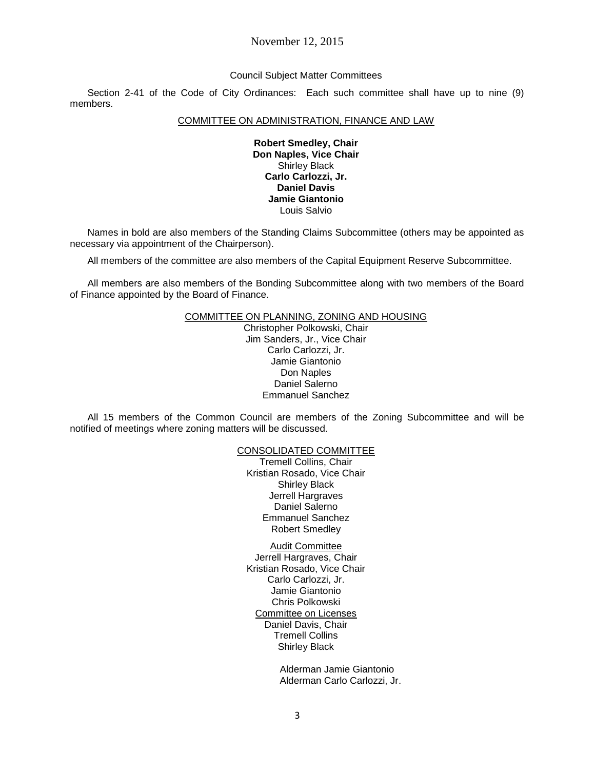November 12, 2015

Council Subject Matter Committees

Section 2-41 of the Code of City Ordinances: Each such committee shall have up to nine (9) members.

COMMITTEE ON ADMINISTRATION, FINANCE AND LAW

**Robert Smedley, Chair**
**Don Naples, Vice Chair**
Shirley Black
**Carlo Carlozzi, Jr.**
**Daniel Davis**
**Jamie Giantonio**
Louis Salvio

Names in bold are also members of the Standing Claims Subcommittee (others may be appointed as necessary via appointment of the Chairperson).

All members of the committee are also members of the Capital Equipment Reserve Subcommittee.

All members are also members of the Bonding Subcommittee along with two members of the Board of Finance appointed by the Board of Finance.

COMMITTEE ON PLANNING, ZONING AND HOUSING

Christopher Polkowski, Chair
Jim Sanders, Jr., Vice Chair
Carlo Carlozzi, Jr.
Jamie Giantonio
Don Naples
Daniel Salerno
Emmanuel Sanchez

All 15 members of the Common Council are members of the Zoning Subcommittee and will be notified of meetings where zoning matters will be discussed.

CONSOLIDATED COMMITTEE

Tremell Collins, Chair
Kristian Rosado, Vice Chair
Shirley Black
Jerrell Hargraves
Daniel Salerno
Emmanuel Sanchez
Robert Smedley

Audit Committee

Jerrell Hargraves, Chair
Kristian Rosado, Vice Chair
Carlo Carlozzi, Jr.
Jamie Giantonio
Chris Polkowski

Committee on Licenses

Daniel Davis, Chair
Tremell Collins
Shirley Black

Alderman Jamie Giantonio
Alderman Carlo Carlozzi, Jr.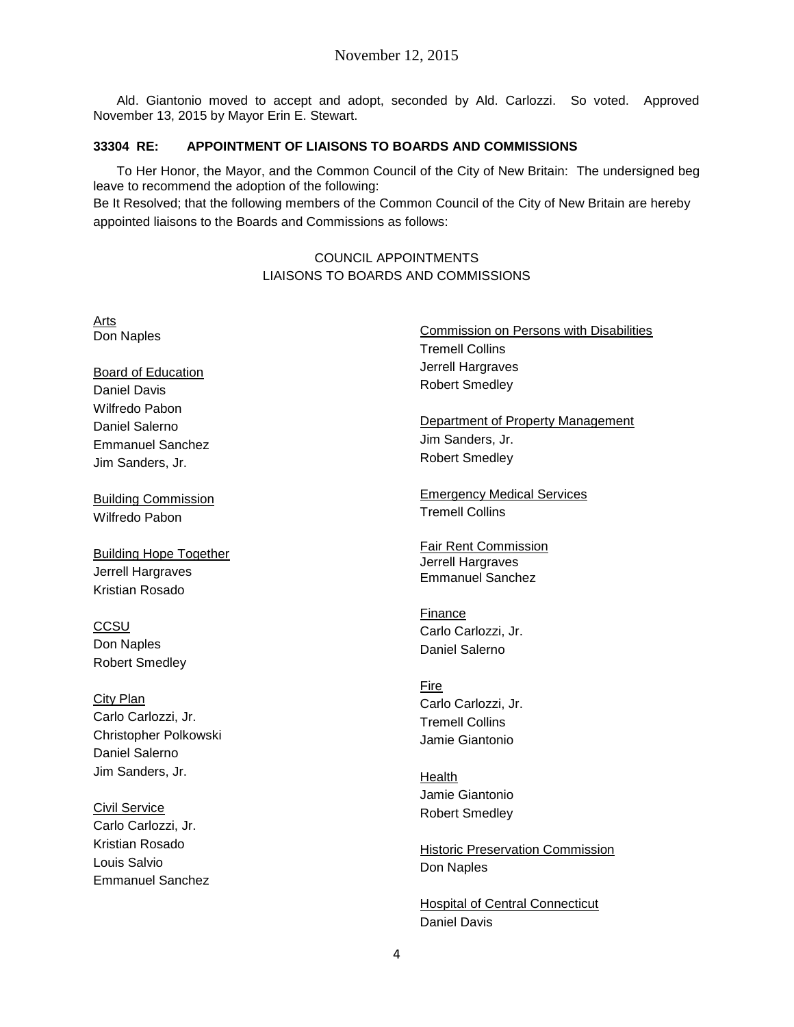Ald. Giantonio moved to accept and adopt, seconded by Ald. Carlozzi. So voted. Approved November 13, 2015 by Mayor Erin E. Stewart.

**33304 RE: APPOINTMENT OF LIAISONS TO BOARDS AND COMMISSIONS**

To Her Honor, the Mayor, and the Common Council of the City of New Britain: The undersigned beg leave to recommend the adoption of the following:

Be It Resolved; that the following members of the Common Council of the City of New Britain are hereby appointed liaisons to the Boards and Commissions as follows:

COUNCIL APPOINTMENTS
LIAISONS TO BOARDS AND COMMISSIONS

Arts
Don Naples

Board of Education
Daniel Davis
Wilfredo Pabon
Daniel Salerno
Emmanuel Sanchez
Jim Sanders, Jr.

Building Commission
Wilfredo Pabon

Building Hope Together
Jerrell Hargraves
Kristian Rosado

CCSU
Don Naples
Robert Smedley

City Plan
Carlo Carlozzi, Jr.
Christopher Polkowski
Daniel Salerno
Jim Sanders, Jr.

Civil Service
Carlo Carlozzi, Jr.
Kristian Rosado
Louis Salvio
Emmanuel Sanchez

Commission on Persons with Disabilities
Tremell Collins
Jerrell Hargraves
Robert Smedley

Department of Property Management
Jim Sanders, Jr.
Robert Smedley

Emergency Medical Services
Tremell Collins

Fair Rent Commission
Jerrell Hargraves
Emmanuel Sanchez

Finance
Carlo Carlozzi, Jr.
Daniel Salerno

Fire
Carlo Carlozzi, Jr.
Tremell Collins
Jamie Giantonio

Health
Jamie Giantonio
Robert Smedley

Historic Preservation Commission
Don Naples

Hospital of Central Connecticut
Daniel Davis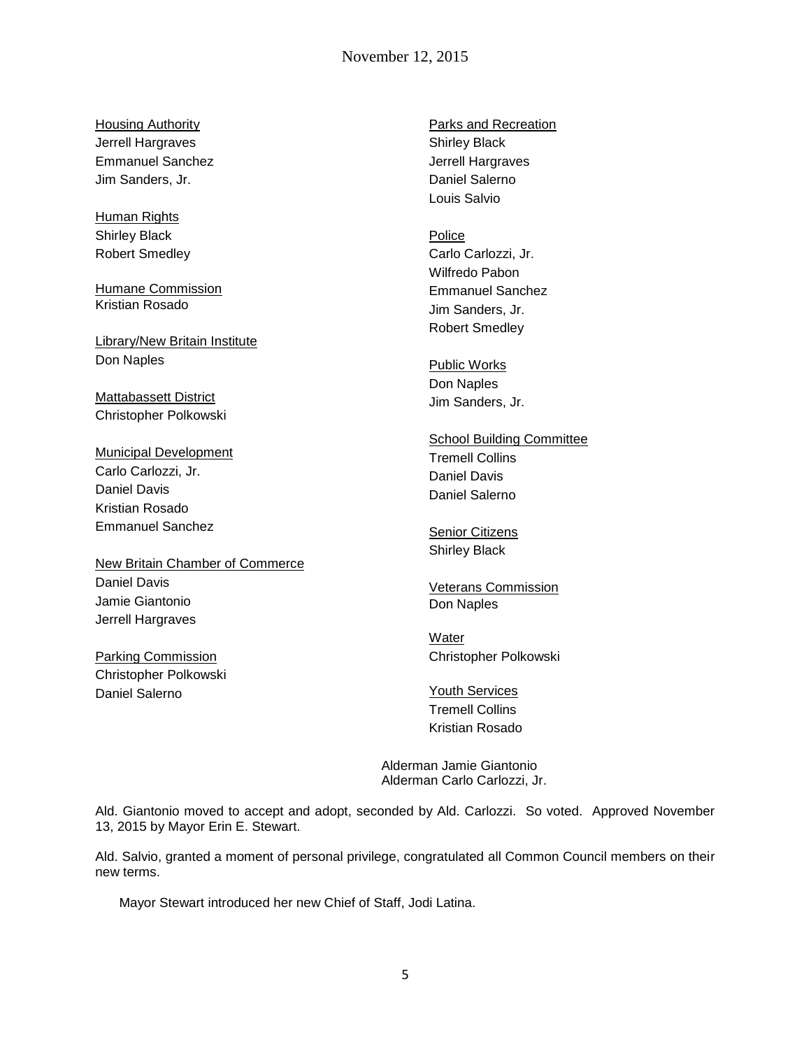Housing Authority
Jerrell Hargraves
Emmanuel Sanchez
Jim Sanders, Jr.

Human Rights
Shirley Black
Robert Smedley

Humane Commission
Kristian Rosado

Library/New Britain Institute
Don Naples

Mattabassett District
Christopher Polkowski

Municipal Development
Carlo Carlozzi, Jr.
Daniel Davis
Kristian Rosado
Emmanuel Sanchez

New Britain Chamber of Commerce
Daniel Davis
Jamie Giantonio
Jerrell Hargraves

Parking Commission
Christopher Polkowski
Daniel Salerno

Parks and Recreation
Shirley Black
Jerrell Hargraves
Daniel Salerno
Louis Salvio

Police
Carlo Carlozzi, Jr.
Wilfredo Pabon
Emmanuel Sanchez
Jim Sanders, Jr.
Robert Smedley

Public Works
Don Naples
Jim Sanders, Jr.

School Building Committee
Tremell Collins
Daniel Davis
Daniel Salerno

Senior Citizens
Shirley Black

Veterans Commission
Don Naples

Water
Christopher Polkowski

Youth Services
Tremell Collins
Kristian Rosado

Alderman Jamie Giantonio
Alderman Carlo Carlozzi, Jr.

Ald. Giantonio moved to accept and adopt, seconded by Ald. Carlozzi. So voted. Approved November 13, 2015 by Mayor Erin E. Stewart.

Ald. Salvio, granted a moment of personal privilege, congratulated all Common Council members on their new terms.

Mayor Stewart introduced her new Chief of Staff, Jodi Latina.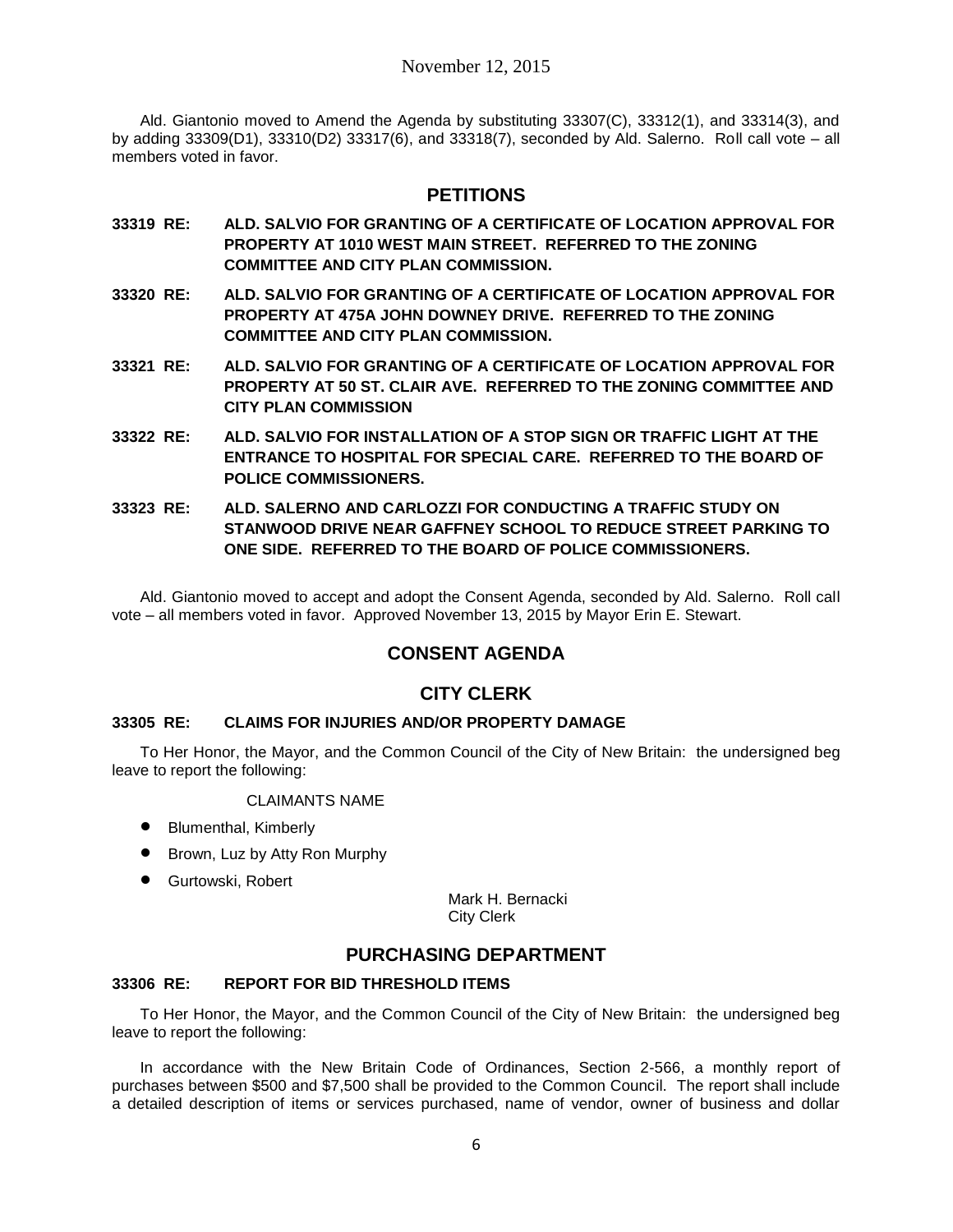Ald. Giantonio moved to Amend the Agenda by substituting 33307(C), 33312(1), and 33314(3), and by adding 33309(D1), 33310(D2) 33317(6), and 33318(7), seconded by Ald. Salerno. Roll call vote – all members voted in favor.

## PETITIONS

**33319 RE: ALD. SALVIO FOR GRANTING OF A CERTIFICATE OF LOCATION APPROVAL FOR PROPERTY AT 1010 WEST MAIN STREET. REFERRED TO THE ZONING COMMITTEE AND CITY PLAN COMMISSION.**

**33320 RE: ALD. SALVIO FOR GRANTING OF A CERTIFICATE OF LOCATION APPROVAL FOR PROPERTY AT 475A JOHN DOWNEY DRIVE. REFERRED TO THE ZONING COMMITTEE AND CITY PLAN COMMISSION.**

**33321 RE: ALD. SALVIO FOR GRANTING OF A CERTIFICATE OF LOCATION APPROVAL FOR PROPERTY AT 50 ST. CLAIR AVE. REFERRED TO THE ZONING COMMITTEE AND CITY PLAN COMMISSION**

**33322 RE: ALD. SALVIO FOR INSTALLATION OF A STOP SIGN OR TRAFFIC LIGHT AT THE ENTRANCE TO HOSPITAL FOR SPECIAL CARE. REFERRED TO THE BOARD OF POLICE COMMISSIONERS.**

**33323 RE: ALD. SALERNO AND CARLOZZI FOR CONDUCTING A TRAFFIC STUDY ON STANWOOD DRIVE NEAR GAFFNEY SCHOOL TO REDUCE STREET PARKING TO ONE SIDE. REFERRED TO THE BOARD OF POLICE COMMISSIONERS.**

Ald. Giantonio moved to accept and adopt the Consent Agenda, seconded by Ald. Salerno. Roll call vote – all members voted in favor. Approved November 13, 2015 by Mayor Erin E. Stewart.

## CONSENT AGENDA

## CITY CLERK

**33305 RE: CLAIMS FOR INJURIES AND/OR PROPERTY DAMAGE**

To Her Honor, the Mayor, and the Common Council of the City of New Britain: the undersigned beg leave to report the following:

CLAIMANTS NAME

- Blumenthal, Kimberly
- Brown, Luz by Atty Ron Murphy
- Gurtowski, Robert

Mark H. Bernacki
City Clerk

## PURCHASING DEPARTMENT

**33306 RE: REPORT FOR BID THRESHOLD ITEMS**

To Her Honor, the Mayor, and the Common Council of the City of New Britain: the undersigned beg leave to report the following:

In accordance with the New Britain Code of Ordinances, Section 2-566, a monthly report of purchases between $500 and $7,500 shall be provided to the Common Council. The report shall include a detailed description of items or services purchased, name of vendor, owner of business and dollar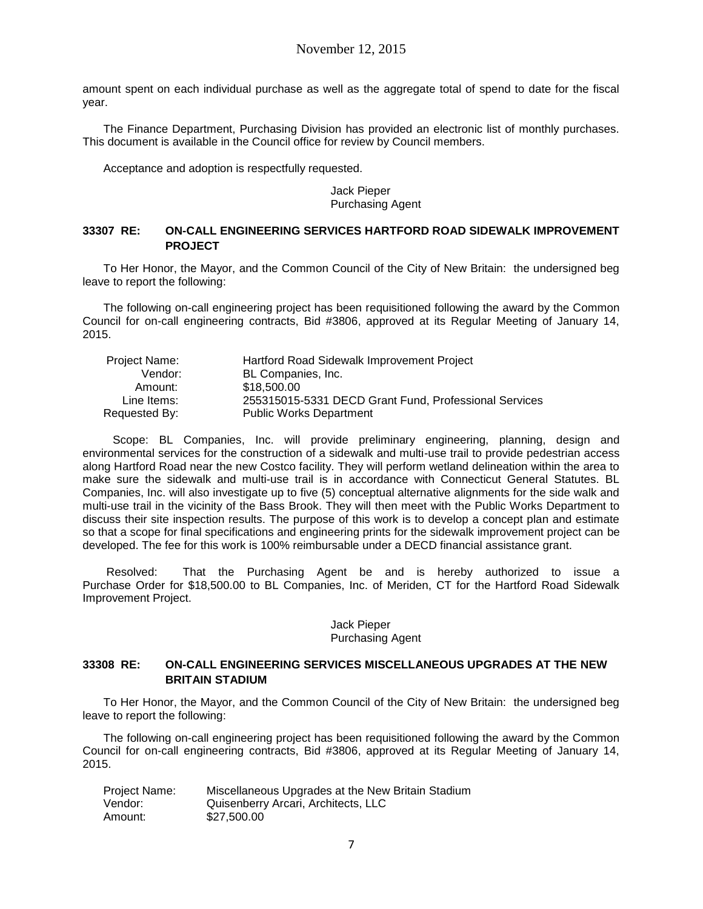amount spent on each individual purchase as well as the aggregate total of spend to date for the fiscal year.

The Finance Department, Purchasing Division has provided an electronic list of monthly purchases. This document is available in the Council office for review by Council members.

Acceptance and adoption is respectfully requested.

Jack Pieper
Purchasing Agent

### 33307 RE: ON-CALL ENGINEERING SERVICES HARTFORD ROAD SIDEWALK IMPROVEMENT PROJECT

To Her Honor, the Mayor, and the Common Council of the City of New Britain: the undersigned beg leave to report the following:

The following on-call engineering project has been requisitioned following the award by the Common Council for on-call engineering contracts, Bid #3806, approved at its Regular Meeting of January 14, 2015.

| | |
|---|---|
| Project Name: | Hartford Road Sidewalk Improvement Project |
| Vendor: | BL Companies, Inc. |
| Amount: | $18,500.00 |
| Line Items: | 255315015-5331 DECD Grant Fund, Professional Services |
| Requested By: | Public Works Department |

Scope: BL Companies, Inc. will provide preliminary engineering, planning, design and environmental services for the construction of a sidewalk and multi-use trail to provide pedestrian access along Hartford Road near the new Costco facility. They will perform wetland delineation within the area to make sure the sidewalk and multi-use trail is in accordance with Connecticut General Statutes. BL Companies, Inc. will also investigate up to five (5) conceptual alternative alignments for the side walk and multi-use trail in the vicinity of the Bass Brook. They will then meet with the Public Works Department to discuss their site inspection results. The purpose of this work is to develop a concept plan and estimate so that a scope for final specifications and engineering prints for the sidewalk improvement project can be developed. The fee for this work is 100% reimbursable under a DECD financial assistance grant.

Resolved: That the Purchasing Agent be and is hereby authorized to issue a Purchase Order for $18,500.00 to BL Companies, Inc. of Meriden, CT for the Hartford Road Sidewalk Improvement Project.

Jack Pieper
Purchasing Agent

### 33308 RE: ON-CALL ENGINEERING SERVICES MISCELLANEOUS UPGRADES AT THE NEW BRITAIN STADIUM

To Her Honor, the Mayor, and the Common Council of the City of New Britain: the undersigned beg leave to report the following:

The following on-call engineering project has been requisitioned following the award by the Common Council for on-call engineering contracts, Bid #3806, approved at its Regular Meeting of January 14, 2015.

| | |
|---|---|
| Project Name: | Miscellaneous Upgrades at the New Britain Stadium |
| Vendor: | Quisenberry Arcari, Architects, LLC |
| Amount: | $27,500.00 |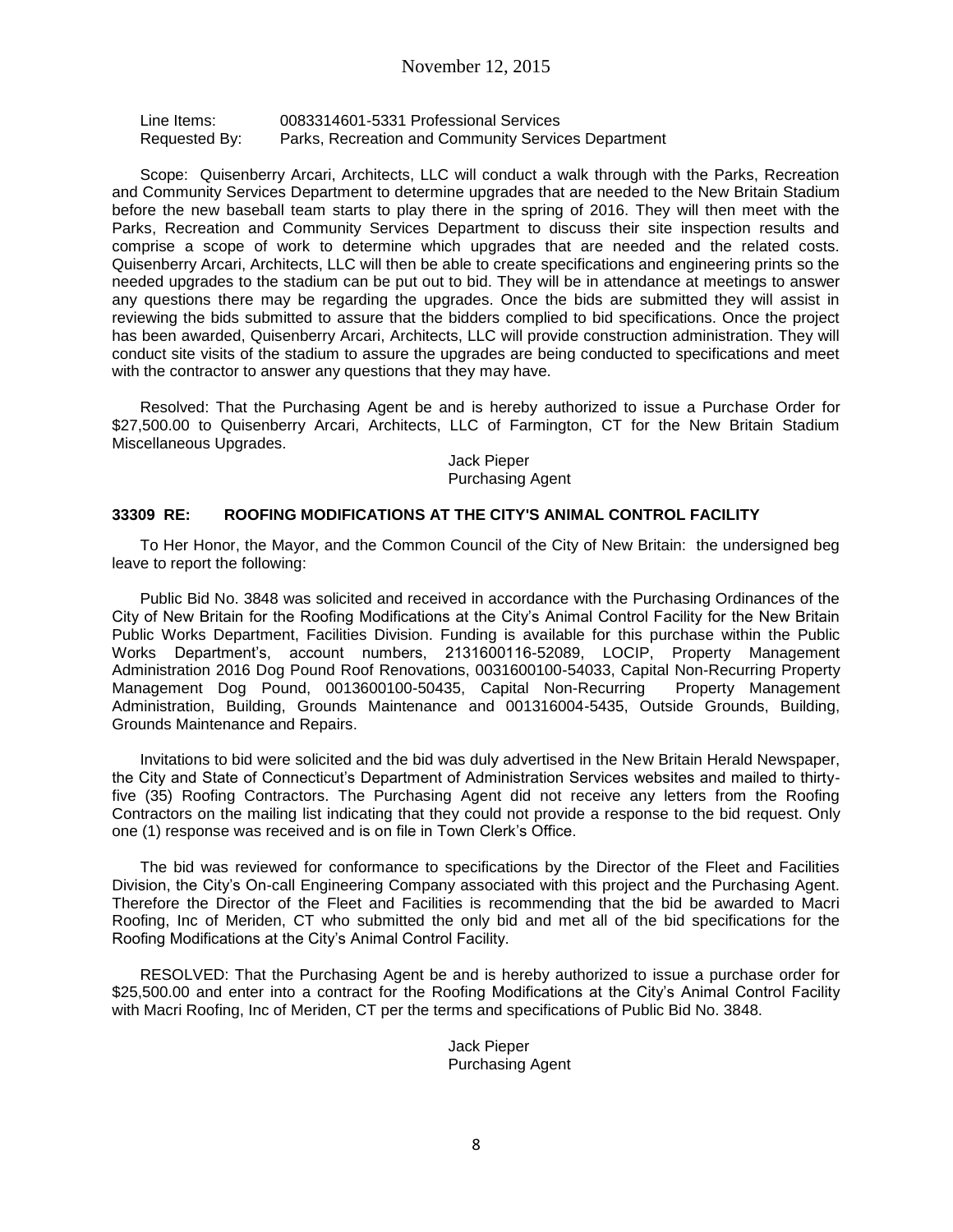Line Items: 0083314601-5331 Professional Services
Requested By: Parks, Recreation and Community Services Department

Scope: Quisenberry Arcari, Architects, LLC will conduct a walk through with the Parks, Recreation and Community Services Department to determine upgrades that are needed to the New Britain Stadium before the new baseball team starts to play there in the spring of 2016. They will then meet with the Parks, Recreation and Community Services Department to discuss their site inspection results and comprise a scope of work to determine which upgrades that are needed and the related costs. Quisenberry Arcari, Architects, LLC will then be able to create specifications and engineering prints so the needed upgrades to the stadium can be put out to bid. They will be in attendance at meetings to answer any questions there may be regarding the upgrades. Once the bids are submitted they will assist in reviewing the bids submitted to assure that the bidders complied to bid specifications. Once the project has been awarded, Quisenberry Arcari, Architects, LLC will provide construction administration. They will conduct site visits of the stadium to assure the upgrades are being conducted to specifications and meet with the contractor to answer any questions that they may have.

Resolved: That the Purchasing Agent be and is hereby authorized to issue a Purchase Order for $27,500.00 to Quisenberry Arcari, Architects, LLC of Farmington, CT for the New Britain Stadium Miscellaneous Upgrades.

Jack Pieper
Purchasing Agent

### 33309 RE: ROOFING MODIFICATIONS AT THE CITY'S ANIMAL CONTROL FACILITY

To Her Honor, the Mayor, and the Common Council of the City of New Britain: the undersigned beg leave to report the following:

Public Bid No. 3848 was solicited and received in accordance with the Purchasing Ordinances of the City of New Britain for the Roofing Modifications at the City's Animal Control Facility for the New Britain Public Works Department, Facilities Division. Funding is available for this purchase within the Public Works Department's, account numbers, 2131600116-52089, LOCIP, Property Management Administration 2016 Dog Pound Roof Renovations, 0031600100-54033, Capital Non-Recurring Property Management Dog Pound, 0013600100-50435, Capital Non-Recurring Property Management Administration, Building, Grounds Maintenance and 001316004-5435, Outside Grounds, Building, Grounds Maintenance and Repairs.

Invitations to bid were solicited and the bid was duly advertised in the New Britain Herald Newspaper, the City and State of Connecticut's Department of Administration Services websites and mailed to thirty-five (35) Roofing Contractors. The Purchasing Agent did not receive any letters from the Roofing Contractors on the mailing list indicating that they could not provide a response to the bid request. Only one (1) response was received and is on file in Town Clerk's Office.

The bid was reviewed for conformance to specifications by the Director of the Fleet and Facilities Division, the City's On-call Engineering Company associated with this project and the Purchasing Agent. Therefore the Director of the Fleet and Facilities is recommending that the bid be awarded to Macri Roofing, Inc of Meriden, CT who submitted the only bid and met all of the bid specifications for the Roofing Modifications at the City's Animal Control Facility.

RESOLVED: That the Purchasing Agent be and is hereby authorized to issue a purchase order for $25,500.00 and enter into a contract for the Roofing Modifications at the City's Animal Control Facility with Macri Roofing, Inc of Meriden, CT per the terms and specifications of Public Bid No. 3848.

Jack Pieper
Purchasing Agent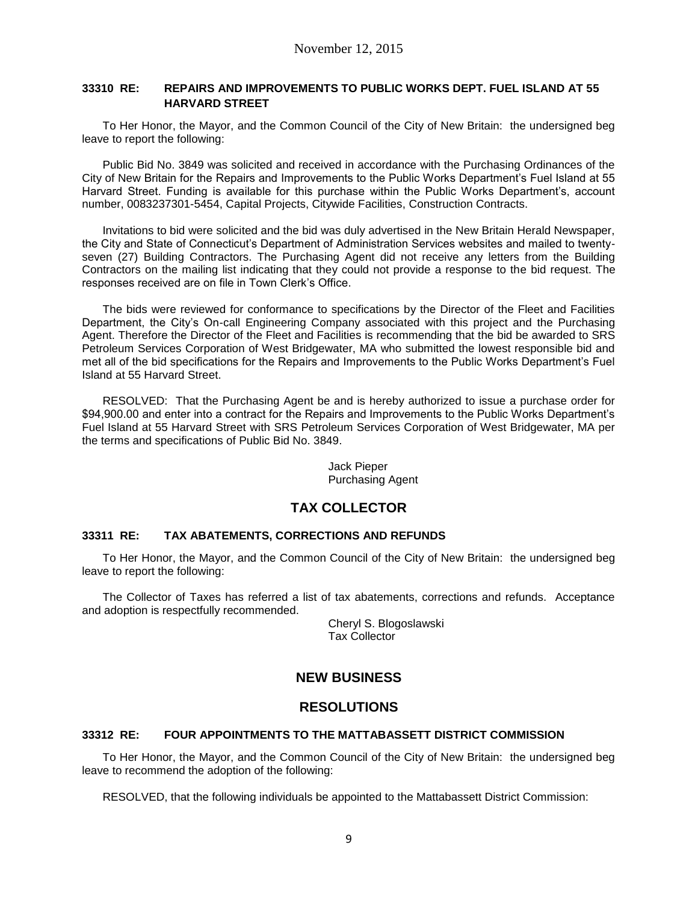#### 33310 RE: REPAIRS AND IMPROVEMENTS TO PUBLIC WORKS DEPT. FUEL ISLAND AT 55 HARVARD STREET

To Her Honor, the Mayor, and the Common Council of the City of New Britain: the undersigned beg leave to report the following:

Public Bid No. 3849 was solicited and received in accordance with the Purchasing Ordinances of the City of New Britain for the Repairs and Improvements to the Public Works Department's Fuel Island at 55 Harvard Street. Funding is available for this purchase within the Public Works Department's, account number, 0083237301-5454, Capital Projects, Citywide Facilities, Construction Contracts.

Invitations to bid were solicited and the bid was duly advertised in the New Britain Herald Newspaper, the City and State of Connecticut's Department of Administration Services websites and mailed to twenty-seven (27) Building Contractors. The Purchasing Agent did not receive any letters from the Building Contractors on the mailing list indicating that they could not provide a response to the bid request. The responses received are on file in Town Clerk's Office.

The bids were reviewed for conformance to specifications by the Director of the Fleet and Facilities Department, the City's On-call Engineering Company associated with this project and the Purchasing Agent. Therefore the Director of the Fleet and Facilities is recommending that the bid be awarded to SRS Petroleum Services Corporation of West Bridgewater, MA who submitted the lowest responsible bid and met all of the bid specifications for the Repairs and Improvements to the Public Works Department's Fuel Island at 55 Harvard Street.

RESOLVED: That the Purchasing Agent be and is hereby authorized to issue a purchase order for $94,900.00 and enter into a contract for the Repairs and Improvements to the Public Works Department's Fuel Island at 55 Harvard Street with SRS Petroleum Services Corporation of West Bridgewater, MA per the terms and specifications of Public Bid No. 3849.

Jack Pieper
Purchasing Agent

## TAX COLLECTOR

#### 33311 RE: TAX ABATEMENTS, CORRECTIONS AND REFUNDS

To Her Honor, the Mayor, and the Common Council of the City of New Britain: the undersigned beg leave to report the following:

The Collector of Taxes has referred a list of tax abatements, corrections and refunds. Acceptance and adoption is respectfully recommended.

Cheryl S. Blogoslawski
Tax Collector

## NEW BUSINESS

## RESOLUTIONS

#### 33312 RE: FOUR APPOINTMENTS TO THE MATTABASSETT DISTRICT COMMISSION

To Her Honor, the Mayor, and the Common Council of the City of New Britain: the undersigned beg leave to recommend the adoption of the following:

RESOLVED, that the following individuals be appointed to the Mattabassett District Commission: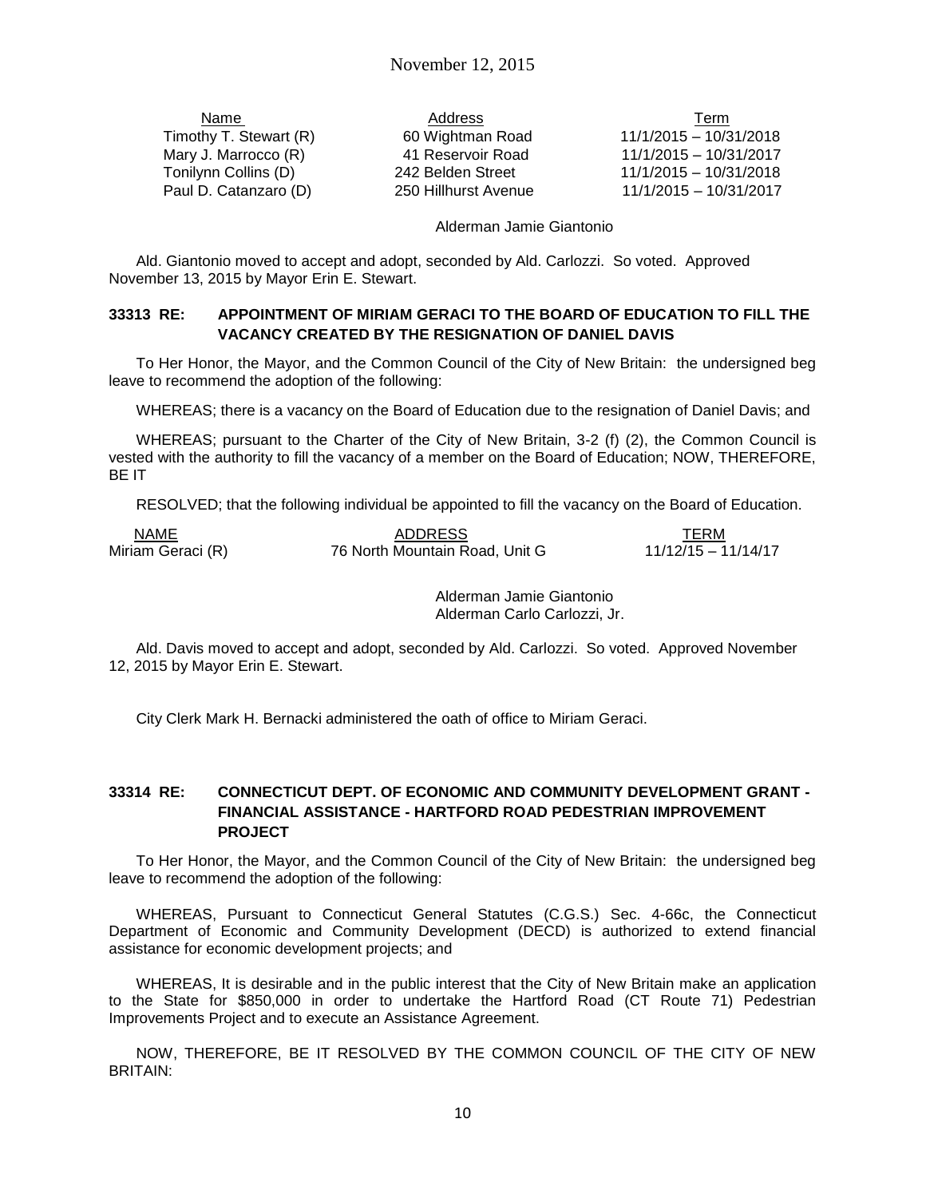| Name | Address | Term |
| --- | --- | --- |
| Timothy T. Stewart (R) | 60 Wightman Road | 11/1/2015 – 10/31/2018 |
| Mary J. Marrocco (R) | 41 Reservoir Road | 11/1/2015 – 10/31/2017 |
| Tonilynn Collins (D) | 242 Belden Street | 11/1/2015 – 10/31/2018 |
| Paul D. Catanzaro (D) | 250 Hillhurst Avenue | 11/1/2015 – 10/31/2017 |

Alderman Jamie Giantonio

Ald. Giantonio moved to accept and adopt, seconded by Ald. Carlozzi. So voted. Approved November 13, 2015 by Mayor Erin E. Stewart.

**33313 RE: APPOINTMENT OF MIRIAM GERACI TO THE BOARD OF EDUCATION TO FILL THE VACANCY CREATED BY THE RESIGNATION OF DANIEL DAVIS**

To Her Honor, the Mayor, and the Common Council of the City of New Britain: the undersigned beg leave to recommend the adoption of the following:

WHEREAS; there is a vacancy on the Board of Education due to the resignation of Daniel Davis; and

WHEREAS; pursuant to the Charter of the City of New Britain, 3-2 (f) (2), the Common Council is vested with the authority to fill the vacancy of a member on the Board of Education; NOW, THEREFORE, BE IT

RESOLVED; that the following individual be appointed to fill the vacancy on the Board of Education.

| NAME | ADDRESS | TERM |
| --- | --- | --- |
| Miriam Geraci (R) | 76 North Mountain Road, Unit G | 11/12/15 – 11/14/17 |

Alderman Jamie Giantonio
Alderman Carlo Carlozzi, Jr.

Ald. Davis moved to accept and adopt, seconded by Ald. Carlozzi. So voted. Approved November 12, 2015 by Mayor Erin E. Stewart.

City Clerk Mark H. Bernacki administered the oath of office to Miriam Geraci.

**33314 RE: CONNECTICUT DEPT. OF ECONOMIC AND COMMUNITY DEVELOPMENT GRANT - FINANCIAL ASSISTANCE - HARTFORD ROAD PEDESTRIAN IMPROVEMENT PROJECT**

To Her Honor, the Mayor, and the Common Council of the City of New Britain: the undersigned beg leave to recommend the adoption of the following:

WHEREAS, Pursuant to Connecticut General Statutes (C.G.S.) Sec. 4-66c, the Connecticut Department of Economic and Community Development (DECD) is authorized to extend financial assistance for economic development projects; and

WHEREAS, It is desirable and in the public interest that the City of New Britain make an application to the State for $850,000 in order to undertake the Hartford Road (CT Route 71) Pedestrian Improvements Project and to execute an Assistance Agreement.

NOW, THEREFORE, BE IT RESOLVED BY THE COMMON COUNCIL OF THE CITY OF NEW BRITAIN: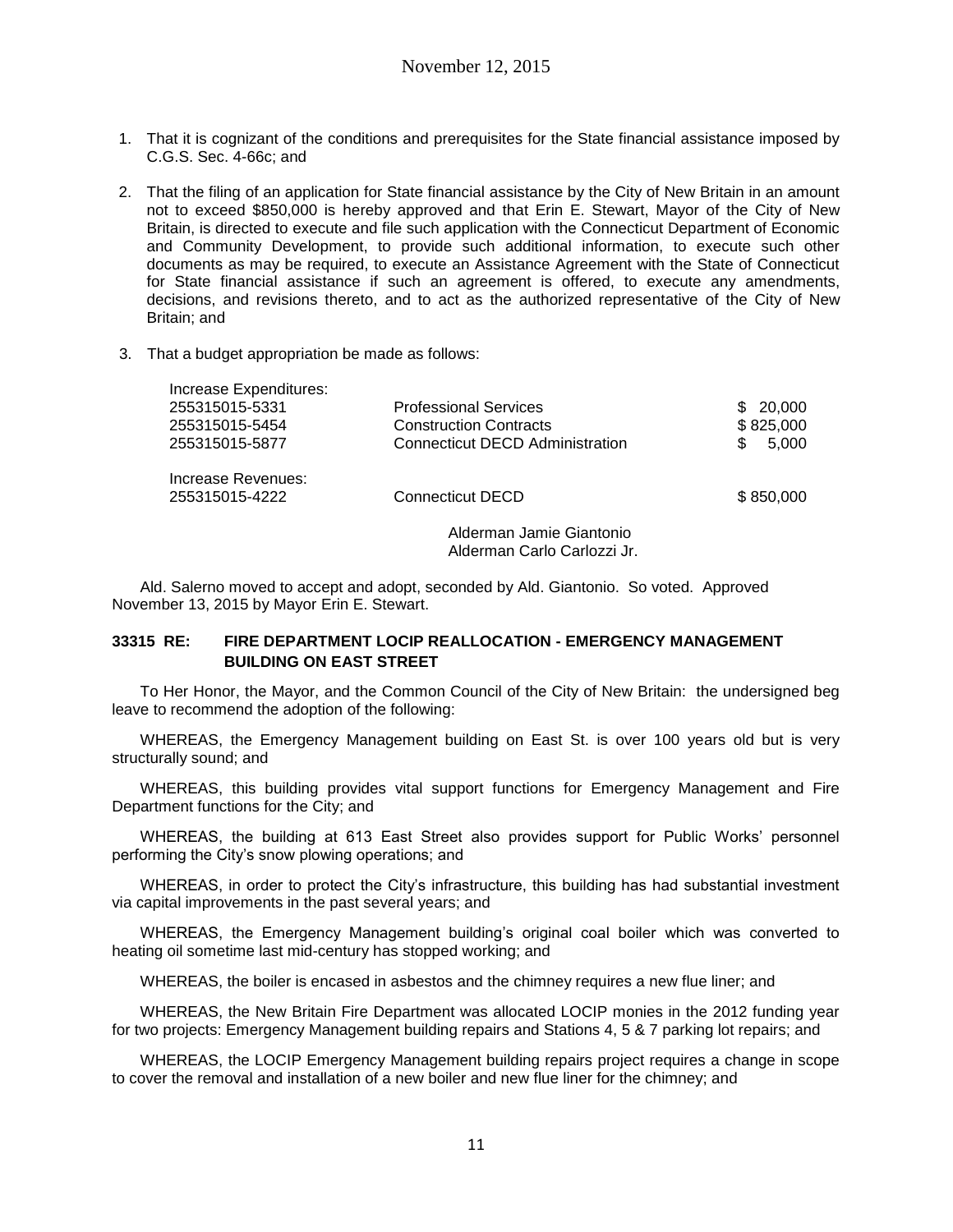1. That it is cognizant of the conditions and prerequisites for the State financial assistance imposed by C.G.S. Sec. 4-66c; and

2. That the filing of an application for State financial assistance by the City of New Britain in an amount not to exceed $850,000 is hereby approved and that Erin E. Stewart, Mayor of the City of New Britain, is directed to execute and file such application with the Connecticut Department of Economic and Community Development, to provide such additional information, to execute such other documents as may be required, to execute an Assistance Agreement with the State of Connecticut for State financial assistance if such an agreement is offered, to execute any amendments, decisions, and revisions thereto, and to act as the authorized representative of the City of New Britain; and

3. That a budget appropriation be made as follows:

| | | |
|---|---|---|
| Increase Expenditures: | | |
| 255315015-5331 | Professional Services | $ 20,000 |
| 255315015-5454 | Construction Contracts | $ 825,000 |
| 255315015-5877 | Connecticut DECD Administration | $ 5,000 |
| Increase Revenues: | | |
| 255315015-4222 | Connecticut DECD | $ 850,000 |

Alderman Jamie Giantonio
Alderman Carlo Carlozzi Jr.

Ald. Salerno moved to accept and adopt, seconded by Ald. Giantonio. So voted. Approved November 13, 2015 by Mayor Erin E. Stewart.

**33315 RE: FIRE DEPARTMENT LOCIP REALLOCATION - EMERGENCY MANAGEMENT BUILDING ON EAST STREET**

To Her Honor, the Mayor, and the Common Council of the City of New Britain: the undersigned beg leave to recommend the adoption of the following:

WHEREAS, the Emergency Management building on East St. is over 100 years old but is very structurally sound; and

WHEREAS, this building provides vital support functions for Emergency Management and Fire Department functions for the City; and

WHEREAS, the building at 613 East Street also provides support for Public Works' personnel performing the City's snow plowing operations; and

WHEREAS, in order to protect the City's infrastructure, this building has had substantial investment via capital improvements in the past several years; and

WHEREAS, the Emergency Management building's original coal boiler which was converted to heating oil sometime last mid-century has stopped working; and

WHEREAS, the boiler is encased in asbestos and the chimney requires a new flue liner; and

WHEREAS, the New Britain Fire Department was allocated LOCIP monies in the 2012 funding year for two projects: Emergency Management building repairs and Stations 4, 5 & 7 parking lot repairs; and

WHEREAS, the LOCIP Emergency Management building repairs project requires a change in scope to cover the removal and installation of a new boiler and new flue liner for the chimney; and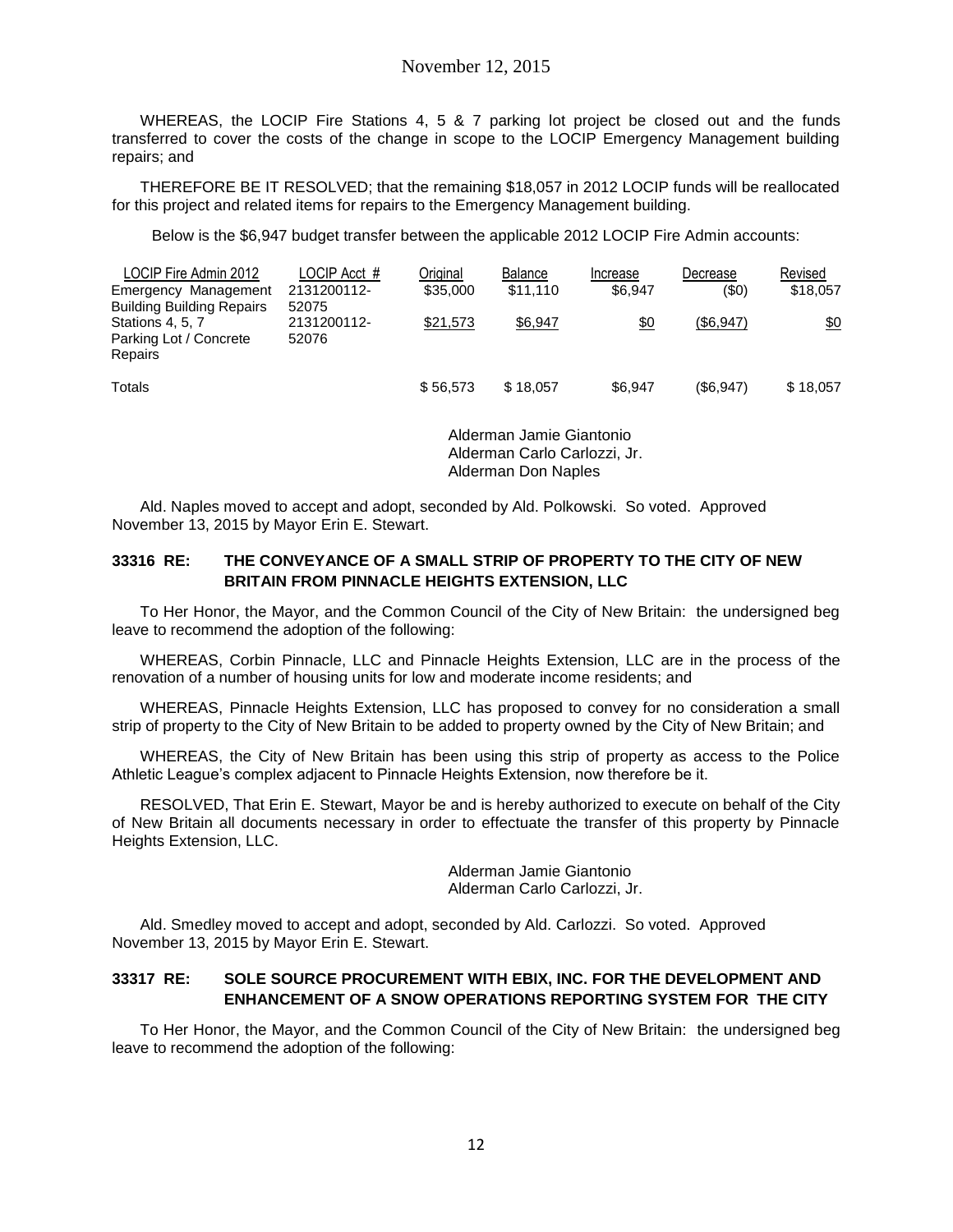WHEREAS, the LOCIP Fire Stations 4, 5 & 7 parking lot project be closed out and the funds transferred to cover the costs of the change in scope to the LOCIP Emergency Management building repairs; and

THEREFORE BE IT RESOLVED; that the remaining $18,057 in 2012 LOCIP funds will be reallocated for this project and related items for repairs to the Emergency Management building.

Below is the $6,947 budget transfer between the applicable 2012 LOCIP Fire Admin accounts:

| LOCIP Fire Admin 2012 | LOCIP Acct # | Original | Balance | Increase | Decrease | Revised |
|---|---|---|---|---|---|---|
| Emergency Management Building Building Repairs | 2131200112-52075 | $35,000 | $11,110 | $6,947 | ($0) | $18,057 |
| Stations 4, 5, 7 Parking Lot / Concrete Repairs | 2131200112-52076 | $21,573 | $6,947 | $0 | ($6,947) | $0 |
| Totals | | $ 56,573 | $ 18,057 | $6,947 | ($6,947) | $ 18,057 |

Alderman Jamie Giantonio
Alderman Carlo Carlozzi, Jr.
Alderman Don Naples

Ald. Naples moved to accept and adopt, seconded by Ald. Polkowski. So voted. Approved November 13, 2015 by Mayor Erin E. Stewart.

**33316 RE: THE CONVEYANCE OF A SMALL STRIP OF PROPERTY TO THE CITY OF NEW BRITAIN FROM PINNACLE HEIGHTS EXTENSION, LLC**

To Her Honor, the Mayor, and the Common Council of the City of New Britain: the undersigned beg leave to recommend the adoption of the following:

WHEREAS, Corbin Pinnacle, LLC and Pinnacle Heights Extension, LLC are in the process of the renovation of a number of housing units for low and moderate income residents; and

WHEREAS, Pinnacle Heights Extension, LLC has proposed to convey for no consideration a small strip of property to the City of New Britain to be added to property owned by the City of New Britain; and

WHEREAS, the City of New Britain has been using this strip of property as access to the Police Athletic League's complex adjacent to Pinnacle Heights Extension, now therefore be it.

RESOLVED, That Erin E. Stewart, Mayor be and is hereby authorized to execute on behalf of the City of New Britain all documents necessary in order to effectuate the transfer of this property by Pinnacle Heights Extension, LLC.

Alderman Jamie Giantonio
Alderman Carlo Carlozzi, Jr.

Ald. Smedley moved to accept and adopt, seconded by Ald. Carlozzi. So voted. Approved November 13, 2015 by Mayor Erin E. Stewart.

**33317 RE: SOLE SOURCE PROCUREMENT WITH EBIX, INC. FOR THE DEVELOPMENT AND ENHANCEMENT OF A SNOW OPERATIONS REPORTING SYSTEM FOR THE CITY**

To Her Honor, the Mayor, and the Common Council of the City of New Britain: the undersigned beg leave to recommend the adoption of the following: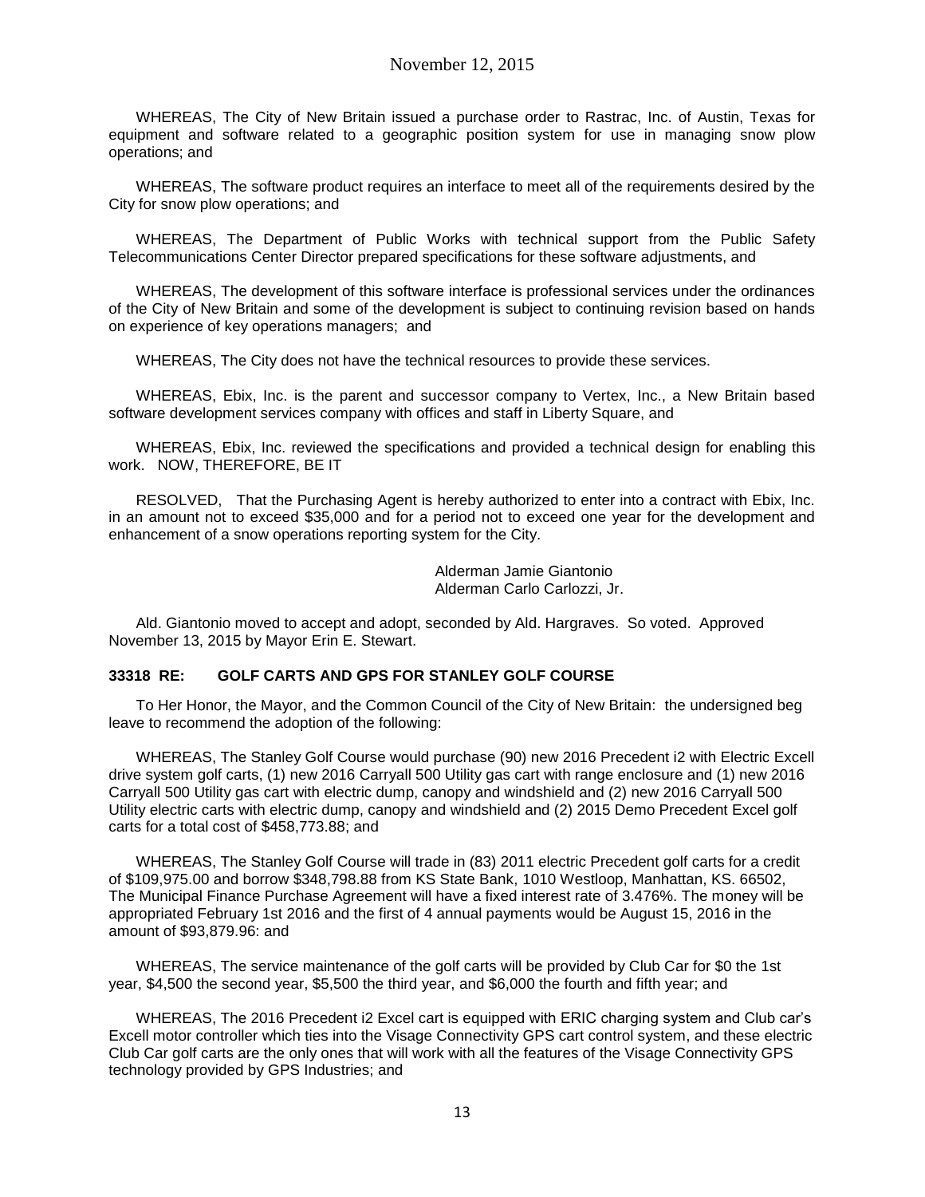WHEREAS, The City of New Britain issued a purchase order to Rastrac, Inc. of Austin, Texas for equipment and software related to a geographic position system for use in managing snow plow operations; and

WHEREAS, The software product requires an interface to meet all of the requirements desired by the City for snow plow operations; and

WHEREAS, The Department of Public Works with technical support from the Public Safety Telecommunications Center Director prepared specifications for these software adjustments, and

WHEREAS, The development of this software interface is professional services under the ordinances of the City of New Britain and some of the development is subject to continuing revision based on hands on experience of key operations managers; and

WHEREAS, The City does not have the technical resources to provide these services.

WHEREAS, Ebix, Inc. is the parent and successor company to Vertex, Inc., a New Britain based software development services company with offices and staff in Liberty Square, and

WHEREAS, Ebix, Inc. reviewed the specifications and provided a technical design for enabling this work. NOW, THEREFORE, BE IT

RESOLVED, That the Purchasing Agent is hereby authorized to enter into a contract with Ebix, Inc. in an amount not to exceed $35,000 and for a period not to exceed one year for the development and enhancement of a snow operations reporting system for the City.

Alderman Jamie Giantonio
Alderman Carlo Carlozzi, Jr.

Ald. Giantonio moved to accept and adopt, seconded by Ald. Hargraves. So voted. Approved November 13, 2015 by Mayor Erin E. Stewart.

**33318 RE: GOLF CARTS AND GPS FOR STANLEY GOLF COURSE**

To Her Honor, the Mayor, and the Common Council of the City of New Britain: the undersigned beg leave to recommend the adoption of the following:

WHEREAS, The Stanley Golf Course would purchase (90) new 2016 Precedent i2 with Electric Excell drive system golf carts, (1) new 2016 Carryall 500 Utility gas cart with range enclosure and (1) new 2016 Carryall 500 Utility gas cart with electric dump, canopy and windshield and (2) new 2016 Carryall 500 Utility electric carts with electric dump, canopy and windshield and (2) 2015 Demo Precedent Excel golf carts for a total cost of $458,773.88; and

WHEREAS, The Stanley Golf Course will trade in (83) 2011 electric Precedent golf carts for a credit of $109,975.00 and borrow $348,798.88 from KS State Bank, 1010 Westloop, Manhattan, KS. 66502, The Municipal Finance Purchase Agreement will have a fixed interest rate of 3.476%. The money will be appropriated February 1st 2016 and the first of 4 annual payments would be August 15, 2016 in the amount of $93,879.96: and

WHEREAS, The service maintenance of the golf carts will be provided by Club Car for $0 the 1st year, $4,500 the second year, $5,500 the third year, and $6,000 the fourth and fifth year; and

WHEREAS, The 2016 Precedent i2 Excel cart is equipped with ERIC charging system and Club car's Excell motor controller which ties into the Visage Connectivity GPS cart control system, and these electric Club Car golf carts are the only ones that will work with all the features of the Visage Connectivity GPS technology provided by GPS Industries; and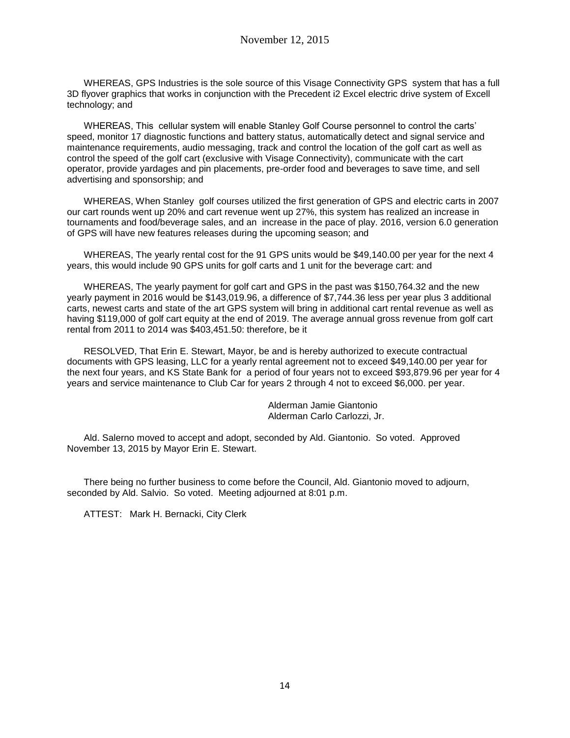WHEREAS, GPS Industries is the sole source of this Visage Connectivity GPS system that has a full 3D flyover graphics that works in conjunction with the Precedent i2 Excel electric drive system of Excell technology; and

WHEREAS, This cellular system will enable Stanley Golf Course personnel to control the carts' speed, monitor 17 diagnostic functions and battery status, automatically detect and signal service and maintenance requirements, audio messaging, track and control the location of the golf cart as well as control the speed of the golf cart (exclusive with Visage Connectivity), communicate with the cart operator, provide yardages and pin placements, pre-order food and beverages to save time, and sell advertising and sponsorship; and

WHEREAS, When Stanley golf courses utilized the first generation of GPS and electric carts in 2007 our cart rounds went up 20% and cart revenue went up 27%, this system has realized an increase in tournaments and food/beverage sales, and an increase in the pace of play. 2016, version 6.0 generation of GPS will have new features releases during the upcoming season; and

WHEREAS, The yearly rental cost for the 91 GPS units would be $49,140.00 per year for the next 4 years, this would include 90 GPS units for golf carts and 1 unit for the beverage cart: and

WHEREAS, The yearly payment for golf cart and GPS in the past was $150,764.32 and the new yearly payment in 2016 would be $143,019.96, a difference of $7,744.36 less per year plus 3 additional carts, newest carts and state of the art GPS system will bring in additional cart rental revenue as well as having $119,000 of golf cart equity at the end of 2019. The average annual gross revenue from golf cart rental from 2011 to 2014 was $403,451.50: therefore, be it

RESOLVED, That Erin E. Stewart, Mayor, be and is hereby authorized to execute contractual documents with GPS leasing, LLC for a yearly rental agreement not to exceed $49,140.00 per year for the next four years, and KS State Bank for a period of four years not to exceed $93,879.96 per year for 4 years and service maintenance to Club Car for years 2 through 4 not to exceed $6,000. per year.

Alderman Jamie Giantonio
Alderman Carlo Carlozzi, Jr.

Ald. Salerno moved to accept and adopt, seconded by Ald. Giantonio. So voted. Approved November 13, 2015 by Mayor Erin E. Stewart.

There being no further business to come before the Council, Ald. Giantonio moved to adjourn, seconded by Ald. Salvio. So voted. Meeting adjourned at 8:01 p.m.

ATTEST: Mark H. Bernacki, City Clerk